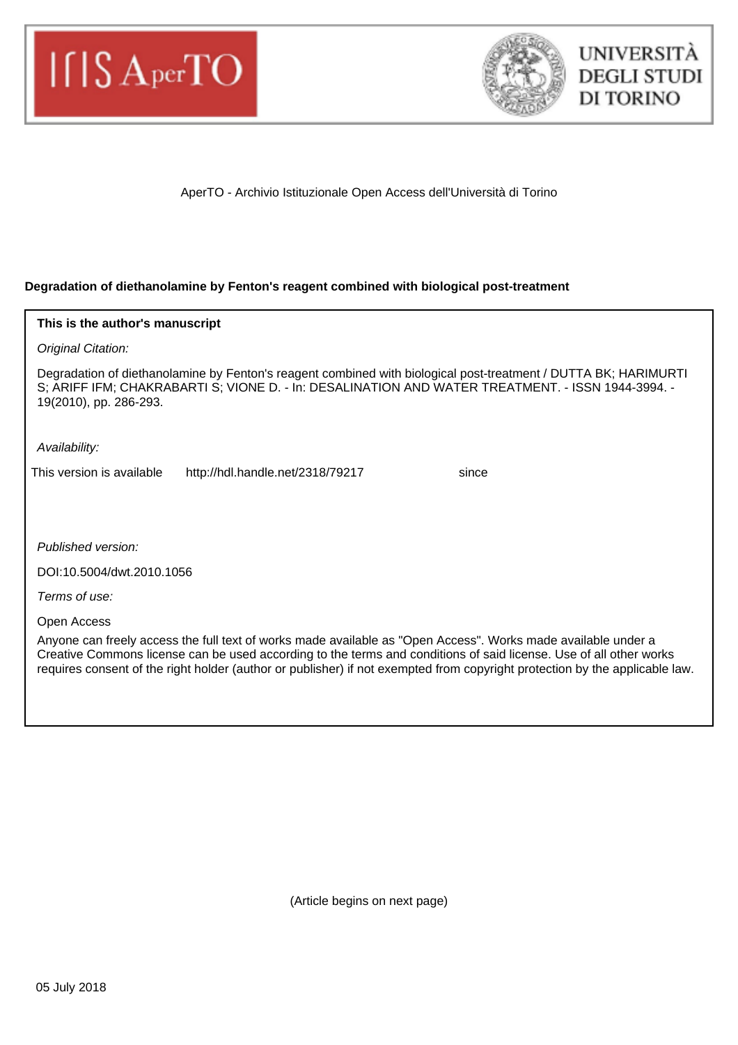AperTO - Archivio Istituzionale Open Access dell'Università di Torino

**Degradation of diethanolamine by Fenton's reagent combined with biological post-treatment**

**This is the author's manuscript**

*Original Citation:*

Degradation of diethanolamine by Fenton's reagent combined with biological post-treatment / DUTTA BK; HARIMURTI S; ARIFF IFM; CHAKRABARTI S; VIONE D. - In: DESALINATION AND WATER TREATMENT. - ISSN 1944-3994. - 19(2010), pp. 286-293.

*Availability:*

This version is available http://hdl.handle.net/2318/79217 since

*Published version:*

DOI:10.5004/dwt.2010.1056

*Terms of use:*

Open Access

Anyone can freely access the full text of works made available as "Open Access". Works made available under a Creative Commons license can be used according to the terms and conditions of said license. Use of all other works requires consent of the right holder (author or publisher) if not exempted from copyright protection by the applicable law.

(Article begins on next page)

05 July 2018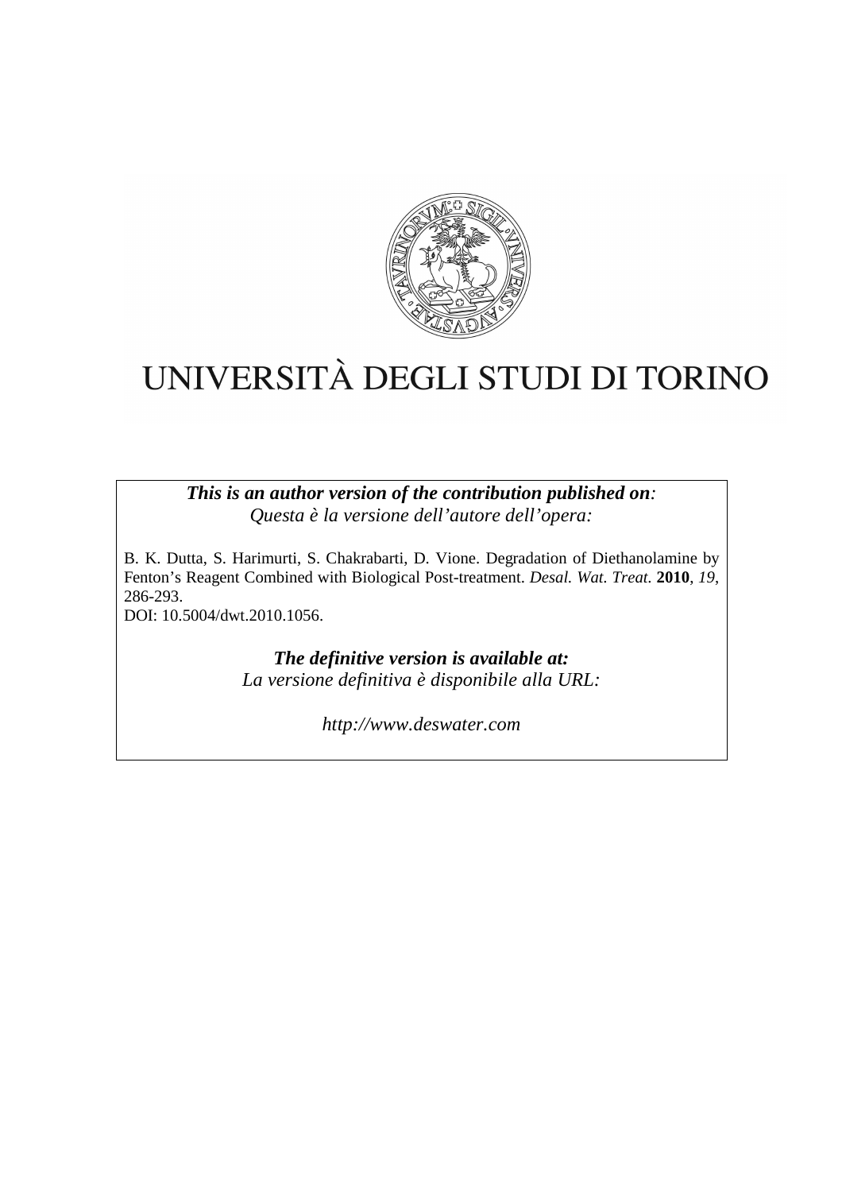# UNIVERSITÀ DEGLI STUDI DI TORINO

***This is an author version of the contribution published on**:*
*Questa è la versione dell'autore dell'opera:*

B. K. Dutta, S. Harimurti, S. Chakrabarti, D. Vione. Degradation of Diethanolamine by Fenton's Reagent Combined with Biological Post-treatment. *Desal. Wat. Treat.* **2010**, *19*, 286-293.
DOI: 10.5004/dwt.2010.1056.

***The definitive version is available at:***
*La versione definitiva è disponibile alla URL:*

*http://www.deswater.com*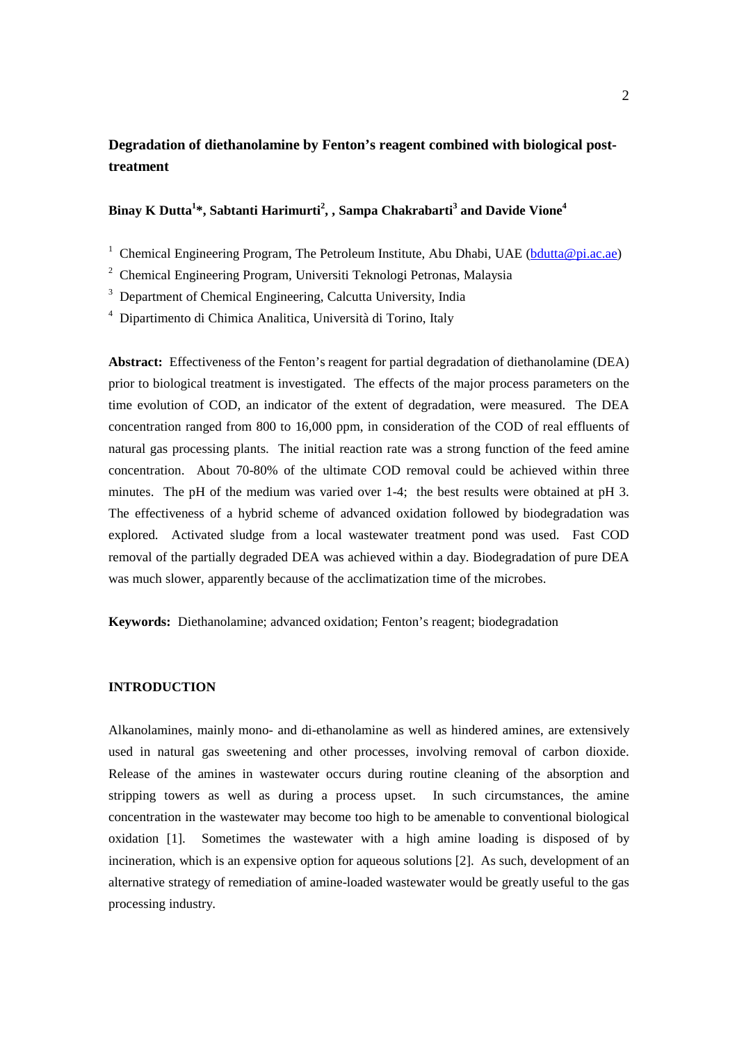# Degradation of diethanolamine by Fenton's reagent combined with biological post-treatment

**Binay K Dutta[1]\*, Sabtanti Harimurti[2], , Sampa Chakrabarti[3] and Davide Vione[4]**

[1] Chemical Engineering Program, The Petroleum Institute, Abu Dhabi, UAE (bdutta@pi.ac.ae)

[2] Chemical Engineering Program, Universiti Teknologi Petronas, Malaysia

[3] Department of Chemical Engineering, Calcutta University, India

[4] Dipartimento di Chimica Analitica, Università di Torino, Italy

**Abstract:** Effectiveness of the Fenton's reagent for partial degradation of diethanolamine (DEA) prior to biological treatment is investigated. The effects of the major process parameters on the time evolution of COD, an indicator of the extent of degradation, were measured. The DEA concentration ranged from 800 to 16,000 ppm, in consideration of the COD of real effluents of natural gas processing plants. The initial reaction rate was a strong function of the feed amine concentration. About 70-80% of the ultimate COD removal could be achieved within three minutes. The pH of the medium was varied over 1-4; the best results were obtained at pH 3. The effectiveness of a hybrid scheme of advanced oxidation followed by biodegradation was explored. Activated sludge from a local wastewater treatment pond was used. Fast COD removal of the partially degraded DEA was achieved within a day. Biodegradation of pure DEA was much slower, apparently because of the acclimatization time of the microbes.

**Keywords:** Diethanolamine; advanced oxidation; Fenton's reagent; biodegradation

## INTRODUCTION

Alkanolamines, mainly mono- and di-ethanolamine as well as hindered amines, are extensively used in natural gas sweetening and other processes, involving removal of carbon dioxide. Release of the amines in wastewater occurs during routine cleaning of the absorption and stripping towers as well as during a process upset. In such circumstances, the amine concentration in the wastewater may become too high to be amenable to conventional biological oxidation [1]. Sometimes the wastewater with a high amine loading is disposed of by incineration, which is an expensive option for aqueous solutions [2]. As such, development of an alternative strategy of remediation of amine-loaded wastewater would be greatly useful to the gas processing industry.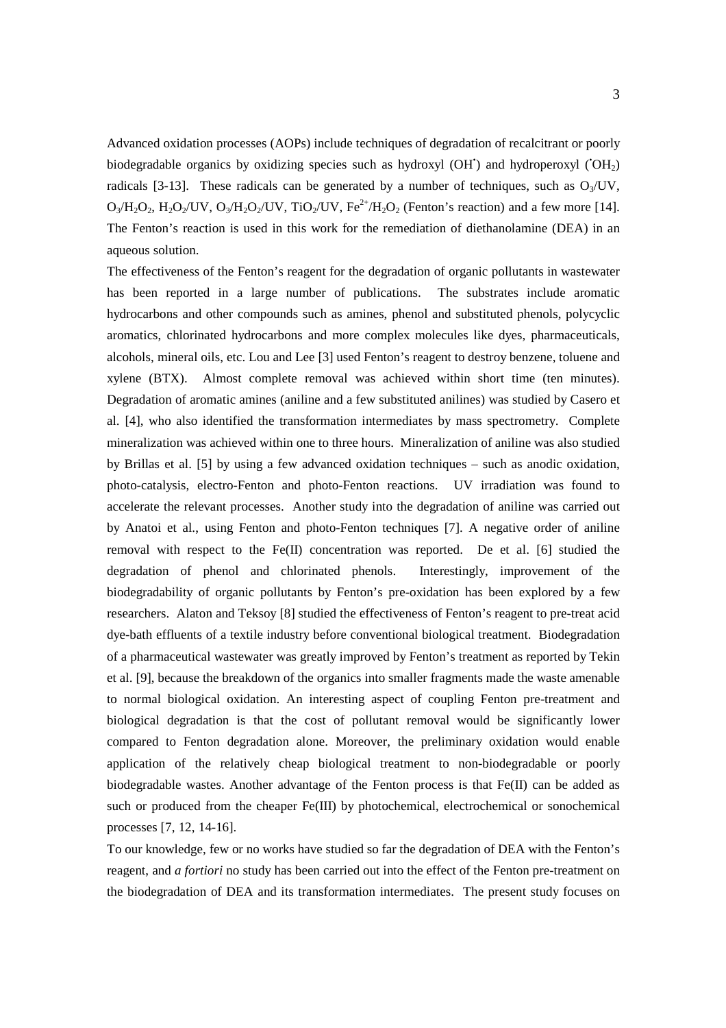Advanced oxidation processes (AOPs) include techniques of degradation of recalcitrant or poorly biodegradable organics by oxidizing species such as hydroxyl ($OH^{\bullet}$) and hydroperoxyl ($^{\bullet}OH_2$) radicals [3-13]. These radicals can be generated by a number of techniques, such as $O_3$/UV, $O_3/H_2O_2$, $H_2O_2$/UV, $O_3/H_2O_2$/UV, $TiO_2$/UV, $Fe^{2+}/H_2O_2$ (Fenton's reaction) and a few more [14]. The Fenton's reaction is used in this work for the remediation of diethanolamine (DEA) in an aqueous solution.

The effectiveness of the Fenton's reagent for the degradation of organic pollutants in wastewater has been reported in a large number of publications. The substrates include aromatic hydrocarbons and other compounds such as amines, phenol and substituted phenols, polycyclic aromatics, chlorinated hydrocarbons and more complex molecules like dyes, pharmaceuticals, alcohols, mineral oils, etc. Lou and Lee [3] used Fenton's reagent to destroy benzene, toluene and xylene (BTX). Almost complete removal was achieved within short time (ten minutes). Degradation of aromatic amines (aniline and a few substituted anilines) was studied by Casero et al. [4], who also identified the transformation intermediates by mass spectrometry. Complete mineralization was achieved within one to three hours. Mineralization of aniline was also studied by Brillas et al. [5] by using a few advanced oxidation techniques – such as anodic oxidation, photo-catalysis, electro-Fenton and photo-Fenton reactions. UV irradiation was found to accelerate the relevant processes. Another study into the degradation of aniline was carried out by Anatoi et al., using Fenton and photo-Fenton techniques [7]. A negative order of aniline removal with respect to the Fe(II) concentration was reported. De et al. [6] studied the degradation of phenol and chlorinated phenols. Interestingly, improvement of the biodegradability of organic pollutants by Fenton's pre-oxidation has been explored by a few researchers. Alaton and Teksoy [8] studied the effectiveness of Fenton's reagent to pre-treat acid dye-bath effluents of a textile industry before conventional biological treatment. Biodegradation of a pharmaceutical wastewater was greatly improved by Fenton's treatment as reported by Tekin et al. [9], because the breakdown of the organics into smaller fragments made the waste amenable to normal biological oxidation. An interesting aspect of coupling Fenton pre-treatment and biological degradation is that the cost of pollutant removal would be significantly lower compared to Fenton degradation alone. Moreover, the preliminary oxidation would enable application of the relatively cheap biological treatment to non-biodegradable or poorly biodegradable wastes. Another advantage of the Fenton process is that Fe(II) can be added as such or produced from the cheaper Fe(III) by photochemical, electrochemical or sonochemical processes [7, 12, 14-16].

To our knowledge, few or no works have studied so far the degradation of DEA with the Fenton's reagent, and *a fortiori* no study has been carried out into the effect of the Fenton pre-treatment on the biodegradation of DEA and its transformation intermediates. The present study focuses on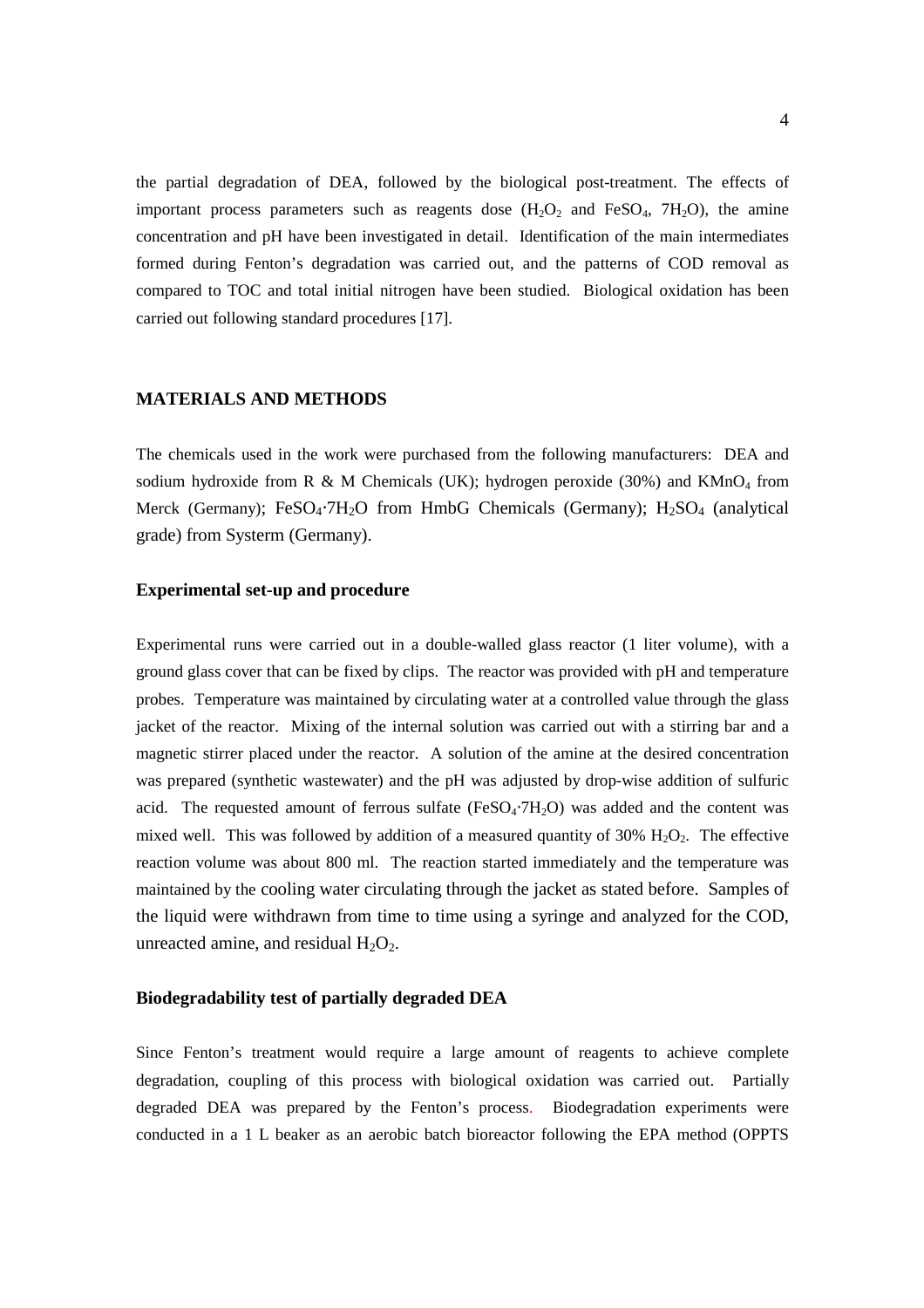the partial degradation of DEA, followed by the biological post-treatment. The effects of important process parameters such as reagents dose ($H_2O_2$ and $FeSO_4$, $7H_2O$), the amine concentration and pH have been investigated in detail. Identification of the main intermediates formed during Fenton's degradation was carried out, and the patterns of COD removal as compared to TOC and total initial nitrogen have been studied. Biological oxidation has been carried out following standard procedures [17].

## MATERIALS AND METHODS

The chemicals used in the work were purchased from the following manufacturers: DEA and sodium hydroxide from R & M Chemicals (UK); hydrogen peroxide (30%) and $KMnO_4$ from Merck (Germany); $FeSO_4 \cdot 7H_2O$ from HmbG Chemicals (Germany); $H_2SO_4$ (analytical grade) from Systerm (Germany).

### Experimental set-up and procedure

Experimental runs were carried out in a double-walled glass reactor (1 liter volume), with a ground glass cover that can be fixed by clips. The reactor was provided with pH and temperature probes. Temperature was maintained by circulating water at a controlled value through the glass jacket of the reactor. Mixing of the internal solution was carried out with a stirring bar and a magnetic stirrer placed under the reactor. A solution of the amine at the desired concentration was prepared (synthetic wastewater) and the pH was adjusted by drop-wise addition of sulfuric acid. The requested amount of ferrous sulfate ($FeSO_4 \cdot 7H_2O$) was added and the content was mixed well. This was followed by addition of a measured quantity of 30% $H_2O_2$. The effective reaction volume was about 800 ml. The reaction started immediately and the temperature was maintained by the cooling water circulating through the jacket as stated before. Samples of the liquid were withdrawn from time to time using a syringe and analyzed for the COD, unreacted amine, and residual $H_2O_2$.

### Biodegradability test of partially degraded DEA

Since Fenton's treatment would require a large amount of reagents to achieve complete degradation, coupling of this process with biological oxidation was carried out. Partially degraded DEA was prepared by the Fenton's process. Biodegradation experiments were conducted in a 1 L beaker as an aerobic batch bioreactor following the EPA method (OPPTS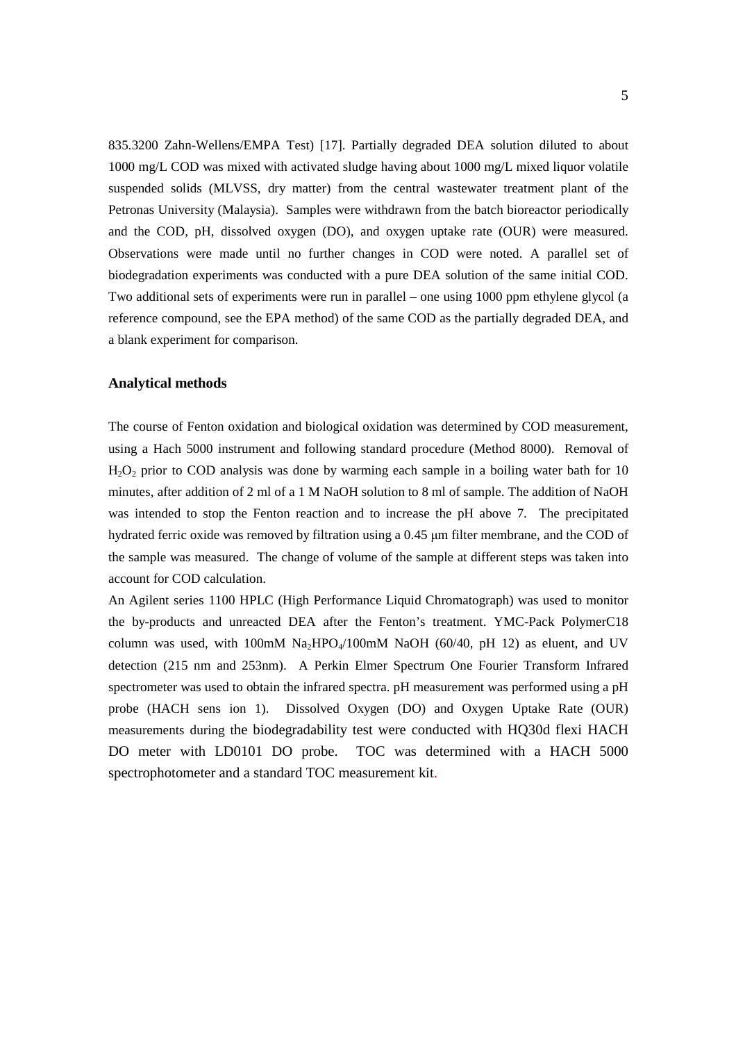835.3200 Zahn-Wellens/EMPA Test) [17]. Partially degraded DEA solution diluted to about 1000 mg/L COD was mixed with activated sludge having about 1000 mg/L mixed liquor volatile suspended solids (MLVSS, dry matter) from the central wastewater treatment plant of the Petronas University (Malaysia). Samples were withdrawn from the batch bioreactor periodically and the COD, pH, dissolved oxygen (DO), and oxygen uptake rate (OUR) were measured. Observations were made until no further changes in COD were noted. A parallel set of biodegradation experiments was conducted with a pure DEA solution of the same initial COD. Two additional sets of experiments were run in parallel – one using 1000 ppm ethylene glycol (a reference compound, see the EPA method) of the same COD as the partially degraded DEA, and a blank experiment for comparison.

**Analytical methods**

The course of Fenton oxidation and biological oxidation was determined by COD measurement, using a Hach 5000 instrument and following standard procedure (Method 8000). Removal of $H_2O_2$ prior to COD analysis was done by warming each sample in a boiling water bath for 10 minutes, after addition of 2 ml of a 1 M NaOH solution to 8 ml of sample. The addition of NaOH was intended to stop the Fenton reaction and to increase the pH above 7. The precipitated hydrated ferric oxide was removed by filtration using a 0.45 μm filter membrane, and the COD of the sample was measured. The change of volume of the sample at different steps was taken into account for COD calculation.

An Agilent series 1100 HPLC (High Performance Liquid Chromatograph) was used to monitor the by-products and unreacted DEA after the Fenton's treatment. YMC-Pack PolymerC18 column was used, with 100mM $Na_2HPO_4$/100mM NaOH (60/40, pH 12) as eluent, and UV detection (215 nm and 253nm). A Perkin Elmer Spectrum One Fourier Transform Infrared spectrometer was used to obtain the infrared spectra. pH measurement was performed using a pH probe (HACH sens ion 1). Dissolved Oxygen (DO) and Oxygen Uptake Rate (OUR) measurements during the biodegradability test were conducted with HQ30d flexi HACH DO meter with LD0101 DO probe. TOC was determined with a HACH 5000 spectrophotometer and a standard TOC measurement kit.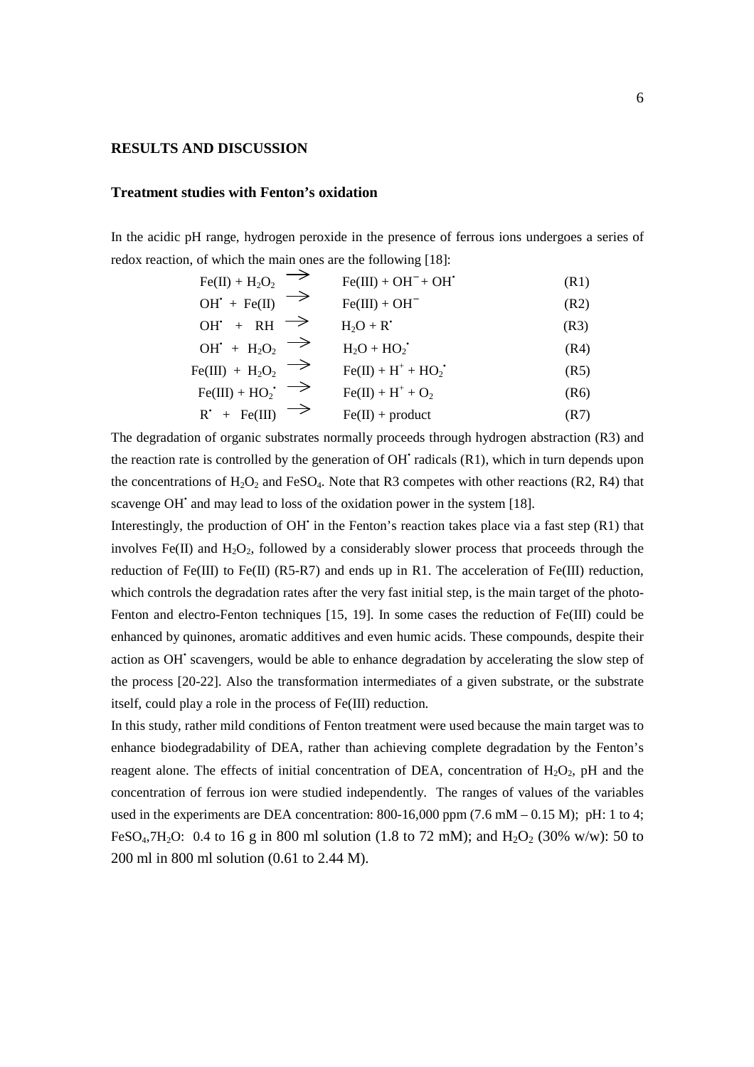## RESULTS AND DISCUSSION

### Treatment studies with Fenton's oxidation

In the acidic pH range, hydrogen peroxide in the presence of ferrous ions undergoes a series of redox reaction, of which the main ones are the following [18]:

$$Fe(II) + H_2O_2 \rightarrow Fe(III) + OH^- + OH^\bullet \quad (R1)$$

$$OH^\bullet + Fe(II) \rightarrow Fe(III) + OH^- \quad (R2)$$

$$OH^\bullet + RH \rightarrow H_2O + R^\bullet \quad (R3)$$

$$OH^\bullet + H_2O_2 \rightarrow H_2O + HO_2^\bullet \quad (R4)$$

$$Fe(III) + H_2O_2 \rightarrow Fe(II) + H^+ + HO_2^\bullet \quad (R5)$$

$$Fe(III) + HO_2^\bullet \rightarrow Fe(II) + H^+ + O_2 \quad (R6)$$

$$R^\bullet + Fe(III) \rightarrow Fe(II) + \text{product} \quad (R7)$$

The degradation of organic substrates normally proceeds through hydrogen abstraction (R3) and the reaction rate is controlled by the generation of $OH^\bullet$ radicals (R1), which in turn depends upon the concentrations of $H_2O_2$ and $FeSO_4$. Note that R3 competes with other reactions (R2, R4) that scavenge $OH^\bullet$ and may lead to loss of the oxidation power in the system [18].

Interestingly, the production of $OH^\bullet$ in the Fenton's reaction takes place via a fast step (R1) that involves Fe(II) and $H_2O_2$, followed by a considerably slower process that proceeds through the reduction of Fe(III) to Fe(II) (R5-R7) and ends up in R1. The acceleration of Fe(III) reduction, which controls the degradation rates after the very fast initial step, is the main target of the photo-Fenton and electro-Fenton techniques [15, 19]. In some cases the reduction of Fe(III) could be enhanced by quinones, aromatic additives and even humic acids. These compounds, despite their action as $OH^\bullet$ scavengers, would be able to enhance degradation by accelerating the slow step of the process [20-22]. Also the transformation intermediates of a given substrate, or the substrate itself, could play a role in the process of Fe(III) reduction.

In this study, rather mild conditions of Fenton treatment were used because the main target was to enhance biodegradability of DEA, rather than achieving complete degradation by the Fenton's reagent alone. The effects of initial concentration of DEA, concentration of $H_2O_2$, pH and the concentration of ferrous ion were studied independently. The ranges of values of the variables used in the experiments are DEA concentration: 800-16,000 ppm (7.6 mM – 0.15 M); pH: 1 to 4; $FeSO_4{,}7H_2O$: 0.4 to 16 g in 800 ml solution (1.8 to 72 mM); and $H_2O_2$ (30% w/w): 50 to 200 ml in 800 ml solution (0.61 to 2.44 M).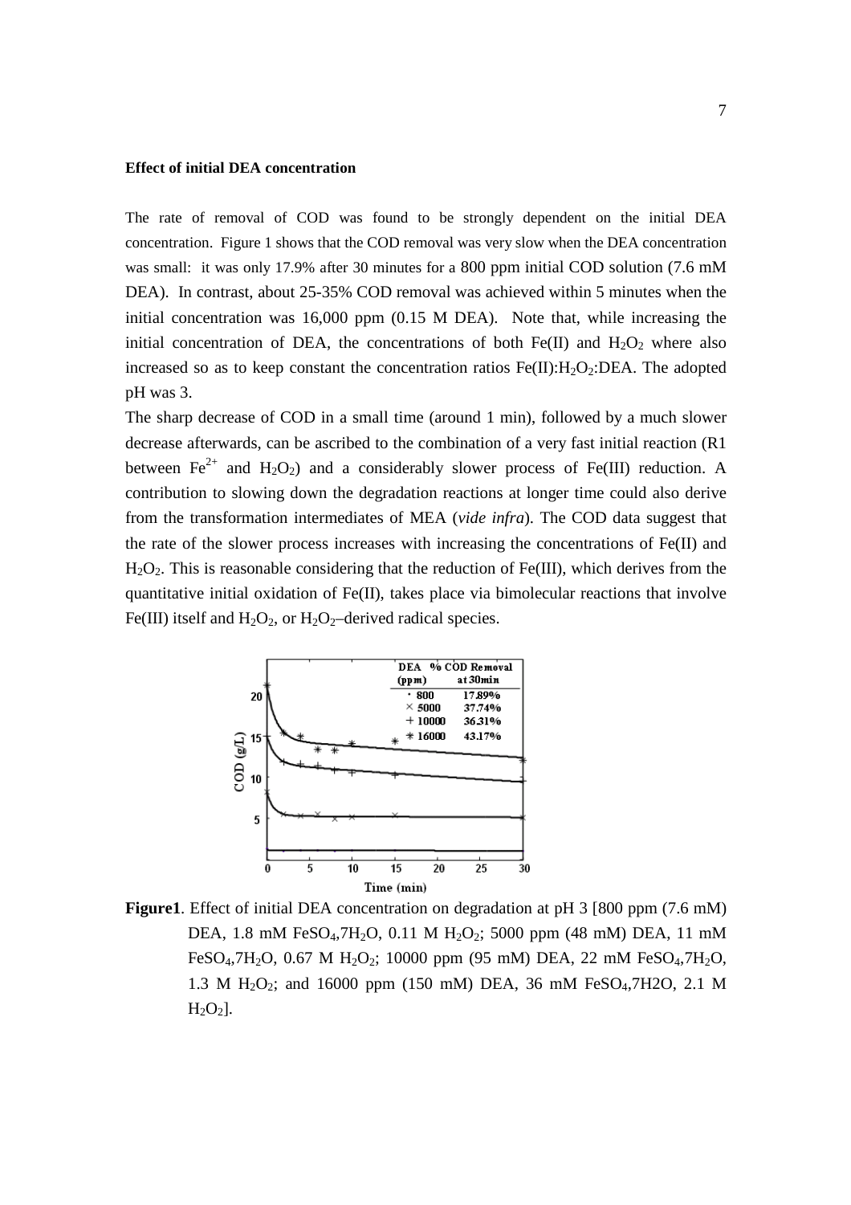**Effect of initial DEA concentration**

The rate of removal of COD was found to be strongly dependent on the initial DEA concentration. Figure 1 shows that the COD removal was very slow when the DEA concentration was small: it was only 17.9% after 30 minutes for a 800 ppm initial COD solution (7.6 mM DEA). In contrast, about 25-35% COD removal was achieved within 5 minutes when the initial concentration was 16,000 ppm (0.15 M DEA). Note that, while increasing the initial concentration of DEA, the concentrations of both Fe(II) and $H_2O_2$ where also increased so as to keep constant the concentration ratios Fe(II):$H_2O_2$:DEA. The adopted pH was 3.

The sharp decrease of COD in a small time (around 1 min), followed by a much slower decrease afterwards, can be ascribed to the combination of a very fast initial reaction (R1 between $Fe^{2+}$ and $H_2O_2$) and a considerably slower process of Fe(III) reduction. A contribution to slowing down the degradation reactions at longer time could also derive from the transformation intermediates of MEA (*vide infra*). The COD data suggest that the rate of the slower process increases with increasing the concentrations of Fe(II) and $H_2O_2$. This is reasonable considering that the reduction of Fe(III), which derives from the quantitative initial oxidation of Fe(II), takes place via bimolecular reactions that involve Fe(III) itself and $H_2O_2$, or $H_2O_2$–derived radical species.

| DEA (ppm) | % COD Removal at 30min |
| --- | --- |
| · 800 | 17.89% |
| × 5000 | 37.74% |
| + 10000 | 36.31% |
| * 16000 | 43.17% |

**Figure1**. Effect of initial DEA concentration on degradation at pH 3 [800 ppm (7.6 mM) DEA, 1.8 mM $FeSO_4,7H_2O$, 0.11 M $H_2O_2$; 5000 ppm (48 mM) DEA, 11 mM $FeSO_4,7H_2O$, 0.67 M $H_2O_2$; 10000 ppm (95 mM) DEA, 22 mM $FeSO_4,7H_2O$, 1.3 M $H_2O_2$; and 16000 ppm (150 mM) DEA, 36 mM $FeSO_4$,7H2O, 2.1 M $H_2O_2$].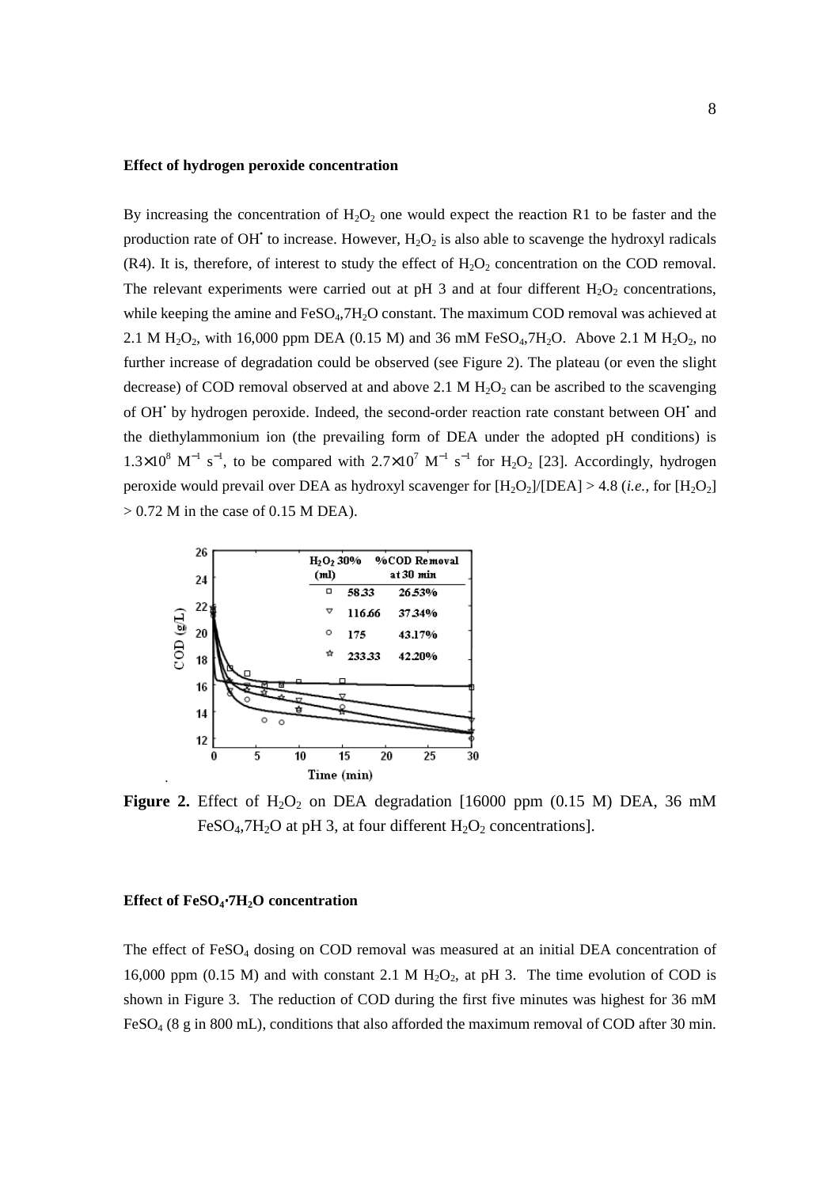**Effect of hydrogen peroxide concentration**

By increasing the concentration of $H_2O_2$ one would expect the reaction R1 to be faster and the production rate of $OH^{\bullet}$ to increase. However, $H_2O_2$ is also able to scavenge the hydroxyl radicals (R4). It is, therefore, of interest to study the effect of $H_2O_2$ concentration on the COD removal. The relevant experiments were carried out at pH 3 and at four different $H_2O_2$ concentrations, while keeping the amine and $FeSO_4{,}7H_2O$ constant. The maximum COD removal was achieved at 2.1 M $H_2O_2$, with 16,000 ppm DEA (0.15 M) and 36 mM $FeSO_4{,}7H_2O$. Above 2.1 M $H_2O_2$, no further increase of degradation could be observed (see Figure 2). The plateau (or even the slight decrease) of COD removal observed at and above 2.1 M $H_2O_2$ can be ascribed to the scavenging of $OH^{\bullet}$ by hydrogen peroxide. Indeed, the second-order reaction rate constant between $OH^{\bullet}$ and the diethylammonium ion (the prevailing form of DEA under the adopted pH conditions) is $1.3\times10^{8}$ $M^{-1}$ $s^{-1}$, to be compared with $2.7\times10^{7}$ $M^{-1}$ $s^{-1}$ for $H_2O_2$ [23]. Accordingly, hydrogen peroxide would prevail over DEA as hydroxyl scavenger for $[H_2O_2]/[DEA] > 4.8$ (*i.e.*, for $[H_2O_2] > 0.72$ M in the case of 0.15 M DEA).

| $H_2O_2$ 30% (ml) | %COD Removal at 30 min |
|---|---|
| 58.33 | 26.53% |
| 116.66 | 37.34% |
| 175 | 43.17% |
| 233.33 | 42.20% |

**Figure 2.** Effect of $H_2O_2$ on DEA degradation [16000 ppm (0.15 M) DEA, 36 mM $FeSO_4{,}7H_2O$ at pH 3, at four different $H_2O_2$ concentrations].

**Effect of $FeSO_4{\cdot}7H_2O$ concentration**

The effect of $FeSO_4$ dosing on COD removal was measured at an initial DEA concentration of 16,000 ppm (0.15 M) and with constant 2.1 M $H_2O_2$, at pH 3. The time evolution of COD is shown in Figure 3. The reduction of COD during the first five minutes was highest for 36 mM $FeSO_4$ (8 g in 800 mL), conditions that also afforded the maximum removal of COD after 30 min.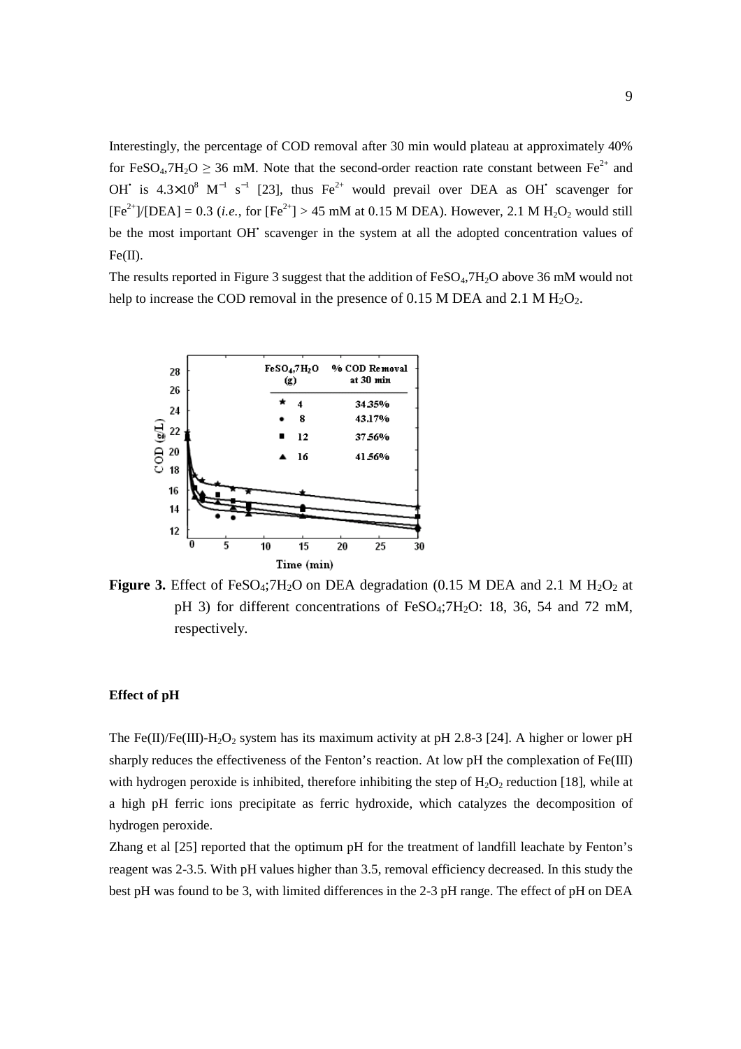Interestingly, the percentage of COD removal after 30 min would plateau at approximately 40% for $FeSO_4,7H_2O \geq 36$ mM. Note that the second-order reaction rate constant between $Fe^{2+}$ and $OH^{\bullet}$ is $4.3\times10^8$ $M^{-1}$ $s^{-1}$ [23], thus $Fe^{2+}$ would prevail over DEA as $OH^{\bullet}$ scavenger for $[Fe^{2+}]/[DEA] = 0.3$ (*i.e.*, for $[Fe^{2+}] > 45$ mM at 0.15 M DEA). However, 2.1 M $H_2O_2$ would still be the most important $OH^{\bullet}$ scavenger in the system at all the adopted concentration values of Fe(II).

The results reported in Figure 3 suggest that the addition of $FeSO_4,7H_2O$ above 36 mM would not help to increase the COD removal in the presence of 0.15 M DEA and 2.1 M $H_2O_2$.

| $FeSO_4,7H_2O$ (g) | % COD Removal at 30 min |
|---|---|
| 4 | 34.35% |
| 8 | 43.17% |
| 12 | 37.56% |
| 16 | 41.56% |

**Figure 3.** Effect of $FeSO_4;7H_2O$ on DEA degradation (0.15 M DEA and 2.1 M $H_2O_2$ at pH 3) for different concentrations of $FeSO_4;7H_2O$: 18, 36, 54 and 72 mM, respectively.

**Effect of pH**

The Fe(II)/Fe(III)-$H_2O_2$ system has its maximum activity at pH 2.8-3 [24]. A higher or lower pH sharply reduces the effectiveness of the Fenton's reaction. At low pH the complexation of Fe(III) with hydrogen peroxide is inhibited, therefore inhibiting the step of $H_2O_2$ reduction [18], while at a high pH ferric ions precipitate as ferric hydroxide, which catalyzes the decomposition of hydrogen peroxide.

Zhang et al [25] reported that the optimum pH for the treatment of landfill leachate by Fenton's reagent was 2-3.5. With pH values higher than 3.5, removal efficiency decreased. In this study the best pH was found to be 3, with limited differences in the 2-3 pH range. The effect of pH on DEA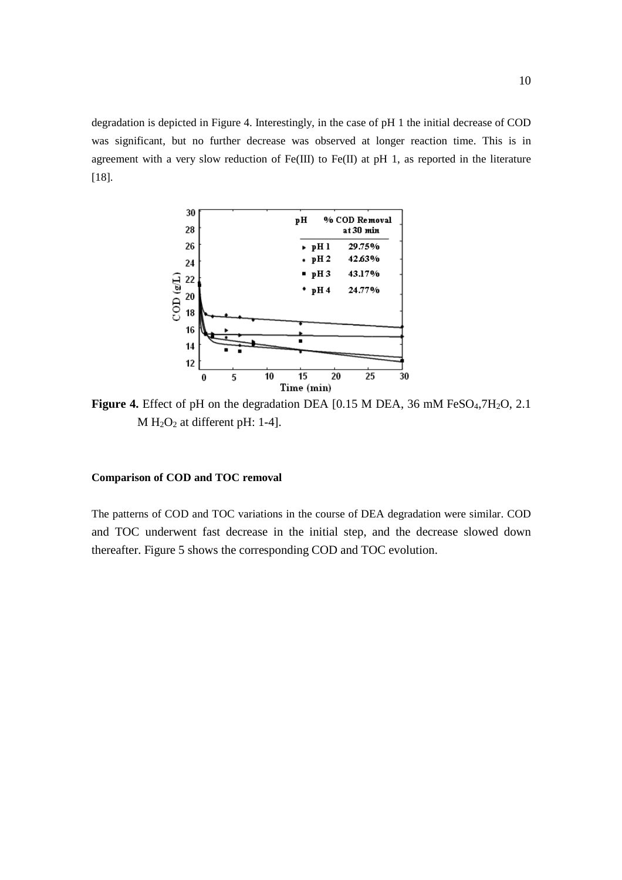degradation is depicted in Figure 4. Interestingly, in the case of pH 1 the initial decrease of COD was significant, but no further decrease was observed at longer reaction time. This is in agreement with a very slow reduction of Fe(III) to Fe(II) at pH 1, as reported in the literature [18].

**Figure 4.** Effect of pH on the degradation DEA [0.15 M DEA, 36 mM $FeSO_4,7H_2O$, 2.1 M $H_2O_2$ at different pH: 1-4].

**Comparison of COD and TOC removal**

The patterns of COD and TOC variations in the course of DEA degradation were similar. COD and TOC underwent fast decrease in the initial step, and the decrease slowed down thereafter. Figure 5 shows the corresponding COD and TOC evolution.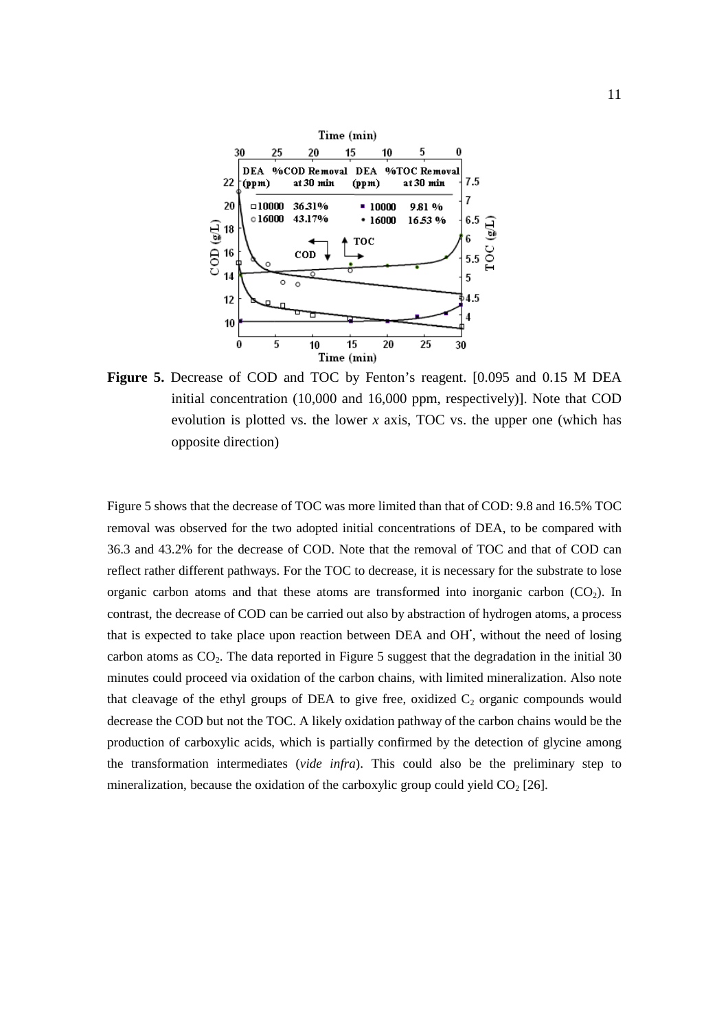**Figure 5.** Decrease of COD and TOC by Fenton's reagent. [0.095 and 0.15 M DEA initial concentration (10,000 and 16,000 ppm, respectively)]. Note that COD evolution is plotted vs. the lower *x* axis, TOC vs. the upper one (which has opposite direction)

Figure 5 shows that the decrease of TOC was more limited than that of COD: 9.8 and 16.5% TOC removal was observed for the two adopted initial concentrations of DEA, to be compared with 36.3 and 43.2% for the decrease of COD. Note that the removal of TOC and that of COD can reflect rather different pathways. For the TOC to decrease, it is necessary for the substrate to lose organic carbon atoms and that these atoms are transformed into inorganic carbon ($CO_2$). In contrast, the decrease of COD can be carried out also by abstraction of hydrogen atoms, a process that is expected to take place upon reaction between DEA and $OH^{\bullet}$, without the need of losing carbon atoms as $CO_2$. The data reported in Figure 5 suggest that the degradation in the initial 30 minutes could proceed via oxidation of the carbon chains, with limited mineralization. Also note that cleavage of the ethyl groups of DEA to give free, oxidized $C_2$ organic compounds would decrease the COD but not the TOC. A likely oxidation pathway of the carbon chains would be the production of carboxylic acids, which is partially confirmed by the detection of glycine among the transformation intermediates (*vide infra*). This could also be the preliminary step to mineralization, because the oxidation of the carboxylic group could yield $CO_2$ [26].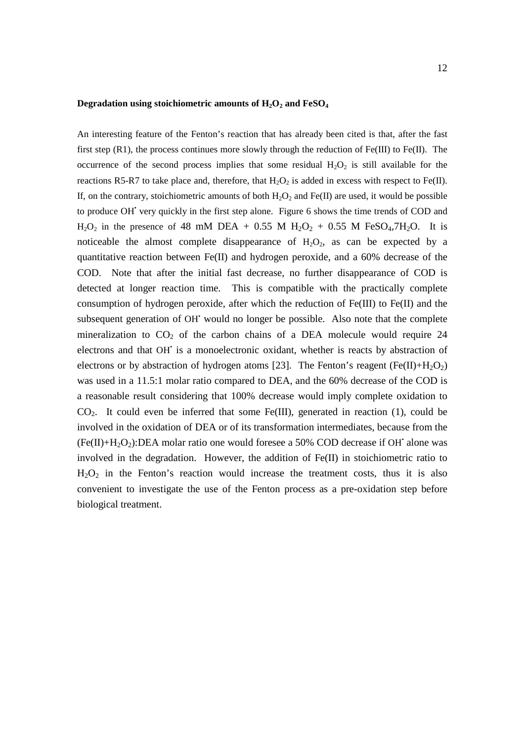**Degradation using stoichiometric amounts of $H_2O_2$ and $FeSO_4$**

An interesting feature of the Fenton's reaction that has already been cited is that, after the fast first step (R1), the process continues more slowly through the reduction of Fe(III) to Fe(II). The occurrence of the second process implies that some residual $H_2O_2$ is still available for the reactions R5-R7 to take place and, therefore, that $H_2O_2$ is added in excess with respect to Fe(II). If, on the contrary, stoichiometric amounts of both $H_2O_2$ and Fe(II) are used, it would be possible to produce $OH^•$ very quickly in the first step alone. Figure 6 shows the time trends of COD and $H_2O_2$ in the presence of 48 mM DEA + 0.55 M $H_2O_2$ + 0.55 M $FeSO_4$,7$H_2O$. It is noticeable the almost complete disappearance of $H_2O_2$, as can be expected by a quantitative reaction between Fe(II) and hydrogen peroxide, and a 60% decrease of the COD. Note that after the initial fast decrease, no further disappearance of COD is detected at longer reaction time. This is compatible with the practically complete consumption of hydrogen peroxide, after which the reduction of Fe(III) to Fe(II) and the subsequent generation of $OH^•$ would no longer be possible. Also note that the complete mineralization to $CO_2$ of the carbon chains of a DEA molecule would require 24 electrons and that $OH^•$ is a monoelectronic oxidant, whether is reacts by abstraction of electrons or by abstraction of hydrogen atoms [23]. The Fenton's reagent (Fe(II)+$H_2O_2$) was used in a 11.5:1 molar ratio compared to DEA, and the 60% decrease of the COD is a reasonable result considering that 100% decrease would imply complete oxidation to $CO_2$. It could even be inferred that some Fe(III), generated in reaction (1), could be involved in the oxidation of DEA or of its transformation intermediates, because from the (Fe(II)+$H_2O_2$):DEA molar ratio one would foresee a 50% COD decrease if $OH^•$ alone was involved in the degradation. However, the addition of Fe(II) in stoichiometric ratio to $H_2O_2$ in the Fenton's reaction would increase the treatment costs, thus it is also convenient to investigate the use of the Fenton process as a pre-oxidation step before biological treatment.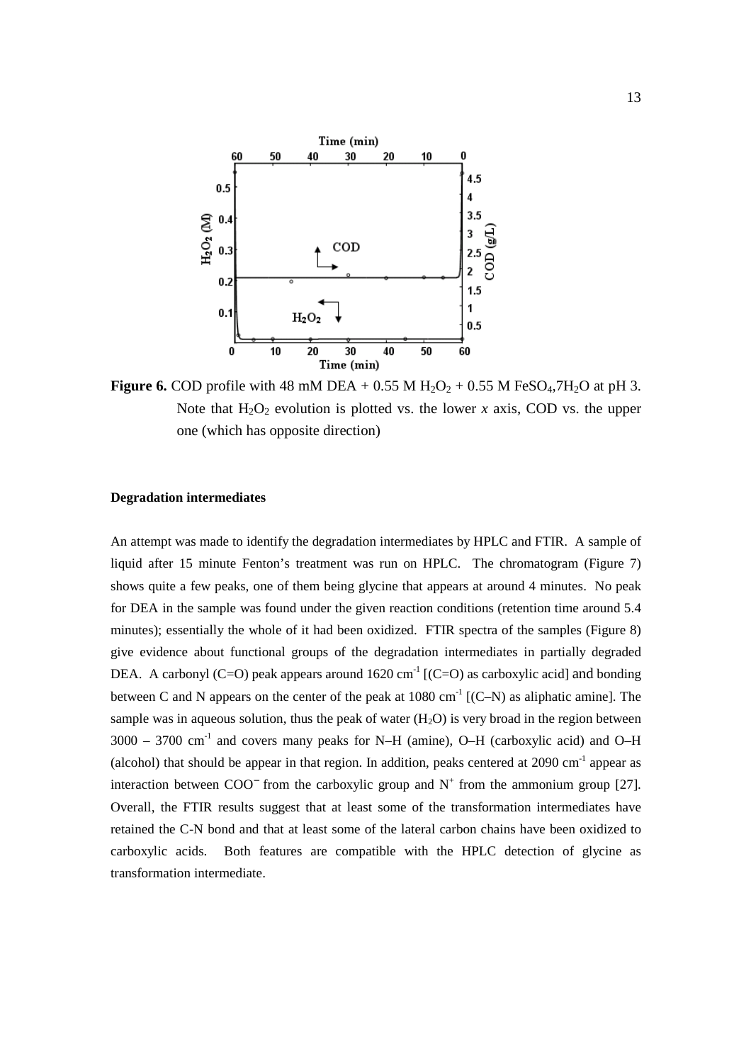**Figure 6.** COD profile with 48 mM DEA + 0.55 M $H_2O_2$ + 0.55 M $FeSO_4$,$7H_2O$ at pH 3. Note that $H_2O_2$ evolution is plotted vs. the lower *x* axis, COD vs. the upper one (which has opposite direction)

**Degradation intermediates**

An attempt was made to identify the degradation intermediates by HPLC and FTIR. A sample of liquid after 15 minute Fenton's treatment was run on HPLC. The chromatogram (Figure 7) shows quite a few peaks, one of them being glycine that appears at around 4 minutes. No peak for DEA in the sample was found under the given reaction conditions (retention time around 5.4 minutes); essentially the whole of it had been oxidized. FTIR spectra of the samples (Figure 8) give evidence about functional groups of the degradation intermediates in partially degraded DEA. A carbonyl (C=O) peak appears around 1620 $cm^{-1}$ [(C=O) as carboxylic acid] and bonding between C and N appears on the center of the peak at 1080 $cm^{-1}$ [(C–N) as aliphatic amine]. The sample was in aqueous solution, thus the peak of water ($H_2O$) is very broad in the region between 3000 – 3700 $cm^{-1}$ and covers many peaks for N–H (amine), O–H (carboxylic acid) and O–H (alcohol) that should be appear in that region. In addition, peaks centered at 2090 $cm^{-1}$ appear as interaction between $COO^-$ from the carboxylic group and $N^+$ from the ammonium group [27]. Overall, the FTIR results suggest that at least some of the transformation intermediates have retained the C-N bond and that at least some of the lateral carbon chains have been oxidized to carboxylic acids. Both features are compatible with the HPLC detection of glycine as transformation intermediate.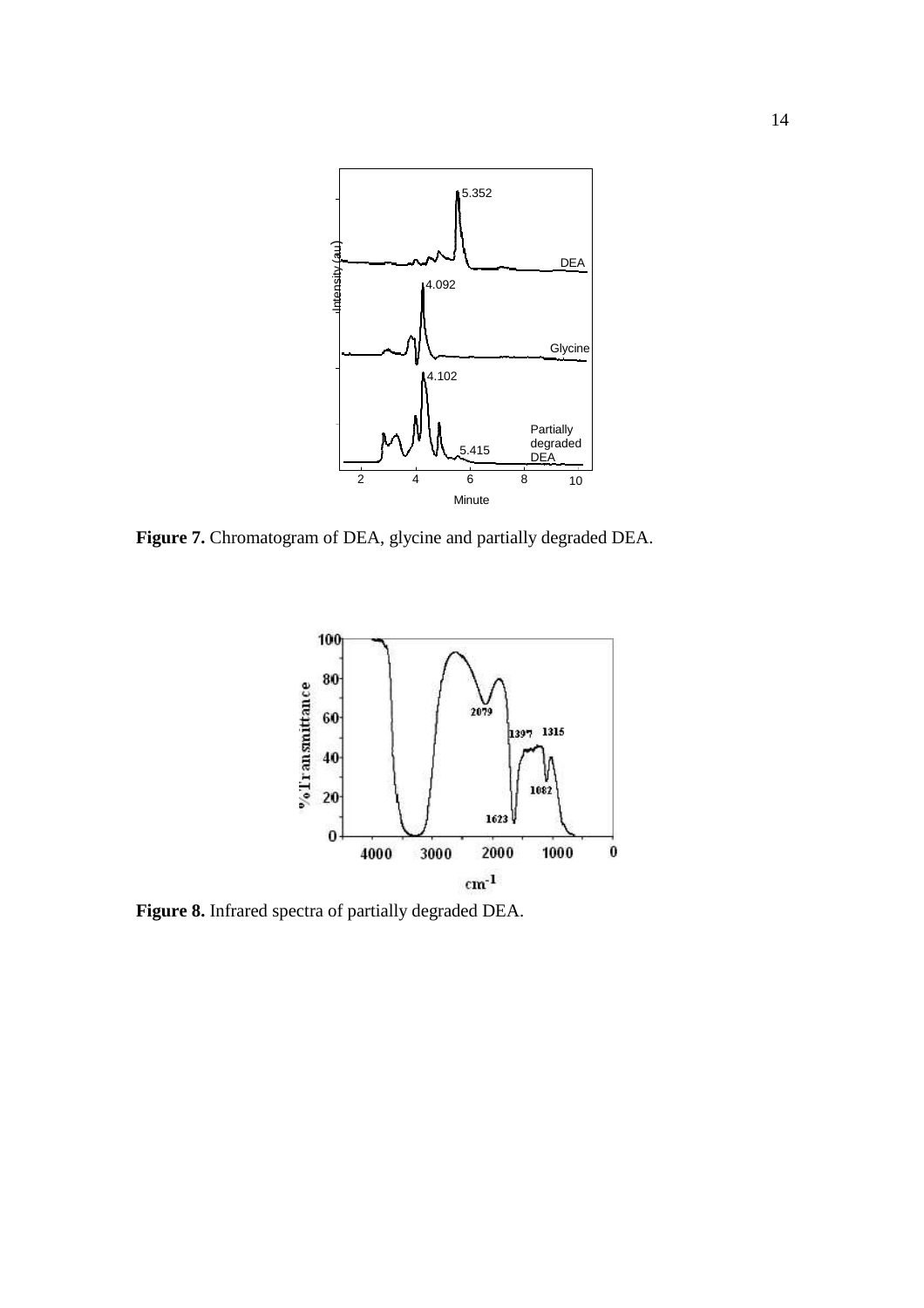**Figure 7.** Chromatogram of DEA, glycine and partially degraded DEA.

**Figure 8.** Infrared spectra of partially degraded DEA.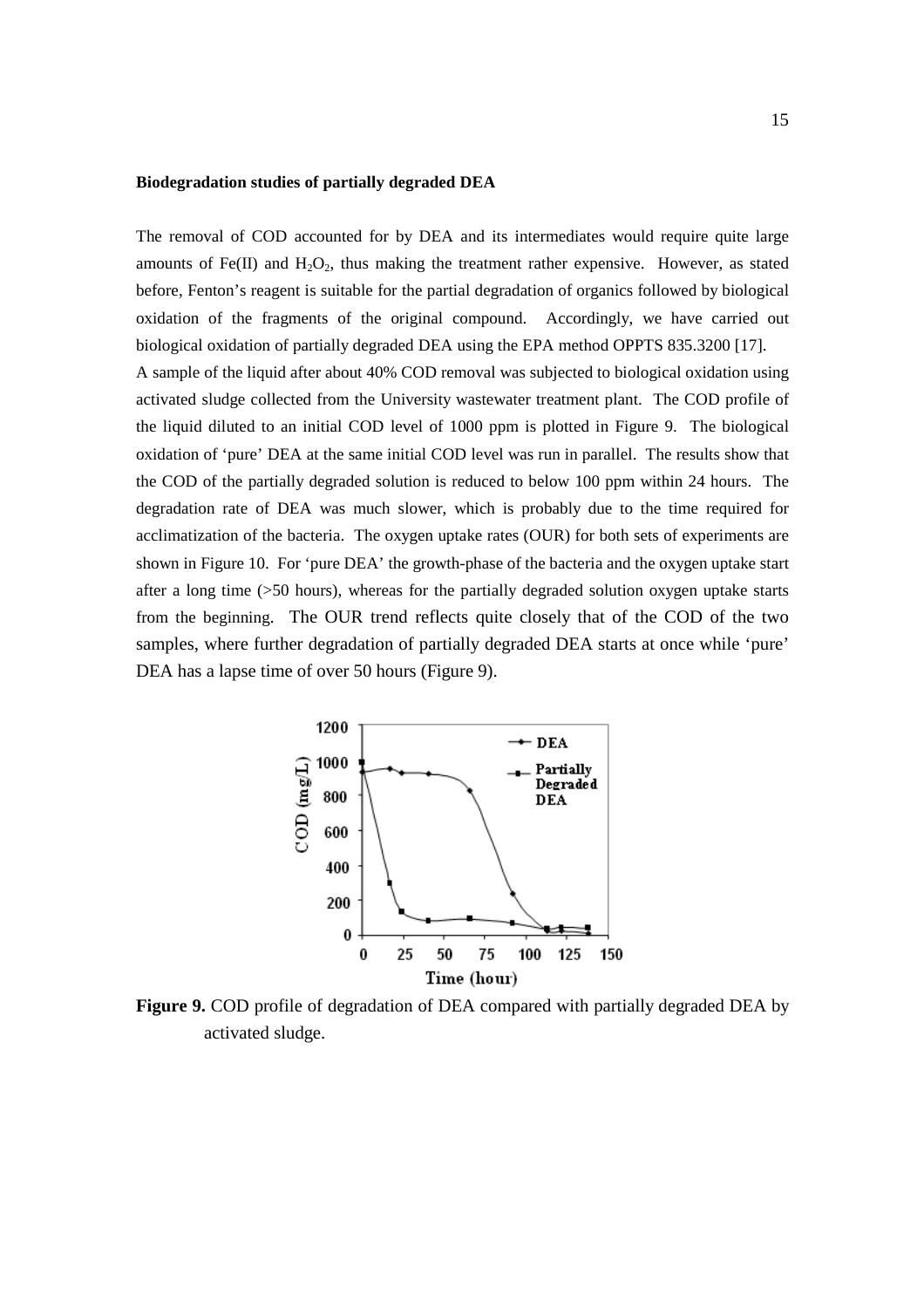**Biodegradation studies of partially degraded DEA**

The removal of COD accounted for by DEA and its intermediates would require quite large amounts of Fe(II) and $H_2O_2$, thus making the treatment rather expensive. However, as stated before, Fenton's reagent is suitable for the partial degradation of organics followed by biological oxidation of the fragments of the original compound. Accordingly, we have carried out biological oxidation of partially degraded DEA using the EPA method OPPTS 835.3200 [17].

A sample of the liquid after about 40% COD removal was subjected to biological oxidation using activated sludge collected from the University wastewater treatment plant. The COD profile of the liquid diluted to an initial COD level of 1000 ppm is plotted in Figure 9. The biological oxidation of 'pure' DEA at the same initial COD level was run in parallel. The results show that the COD of the partially degraded solution is reduced to below 100 ppm within 24 hours. The degradation rate of DEA was much slower, which is probably due to the time required for acclimatization of the bacteria. The oxygen uptake rates (OUR) for both sets of experiments are shown in Figure 10. For 'pure DEA' the growth-phase of the bacteria and the oxygen uptake start after a long time (>50 hours), whereas for the partially degraded solution oxygen uptake starts from the beginning. The OUR trend reflects quite closely that of the COD of the two samples, where further degradation of partially degraded DEA starts at once while 'pure' DEA has a lapse time of over 50 hours (Figure 9).

**Figure 9.** COD profile of degradation of DEA compared with partially degraded DEA by activated sludge.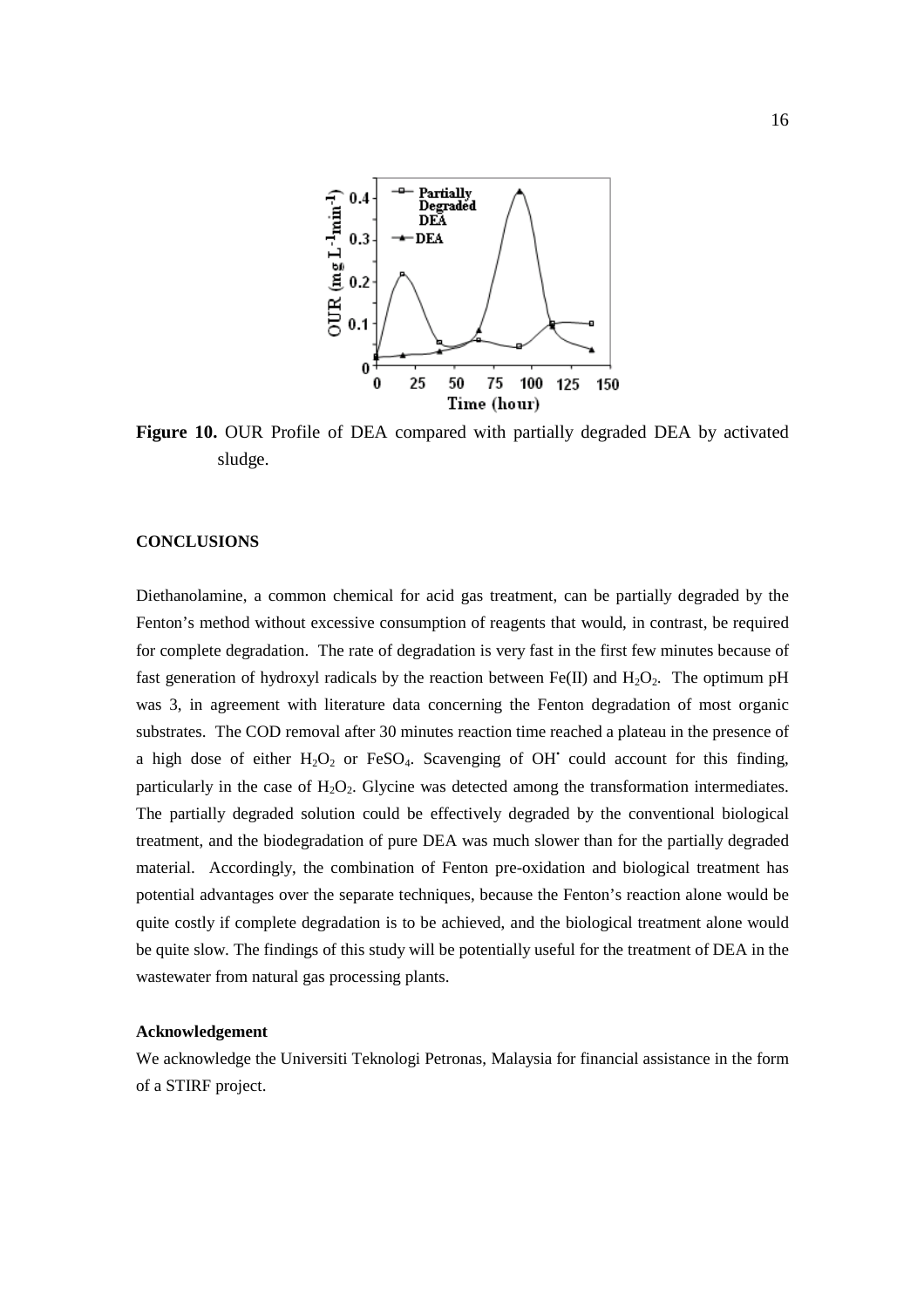**Figure 10.** OUR Profile of DEA compared with partially degraded DEA by activated sludge.

## CONCLUSIONS

Diethanolamine, a common chemical for acid gas treatment, can be partially degraded by the Fenton's method without excessive consumption of reagents that would, in contrast, be required for complete degradation. The rate of degradation is very fast in the first few minutes because of fast generation of hydroxyl radicals by the reaction between Fe(II) and $H_2O_2$. The optimum pH was 3, in agreement with literature data concerning the Fenton degradation of most organic substrates. The COD removal after 30 minutes reaction time reached a plateau in the presence of a high dose of either $H_2O_2$ or $FeSO_4$. Scavenging of $OH^{\bullet}$ could account for this finding, particularly in the case of $H_2O_2$. Glycine was detected among the transformation intermediates. The partially degraded solution could be effectively degraded by the conventional biological treatment, and the biodegradation of pure DEA was much slower than for the partially degraded material. Accordingly, the combination of Fenton pre-oxidation and biological treatment has potential advantages over the separate techniques, because the Fenton's reaction alone would be quite costly if complete degradation is to be achieved, and the biological treatment alone would be quite slow. The findings of this study will be potentially useful for the treatment of DEA in the wastewater from natural gas processing plants.

### Acknowledgement

We acknowledge the Universiti Teknologi Petronas, Malaysia for financial assistance in the form of a STIRF project.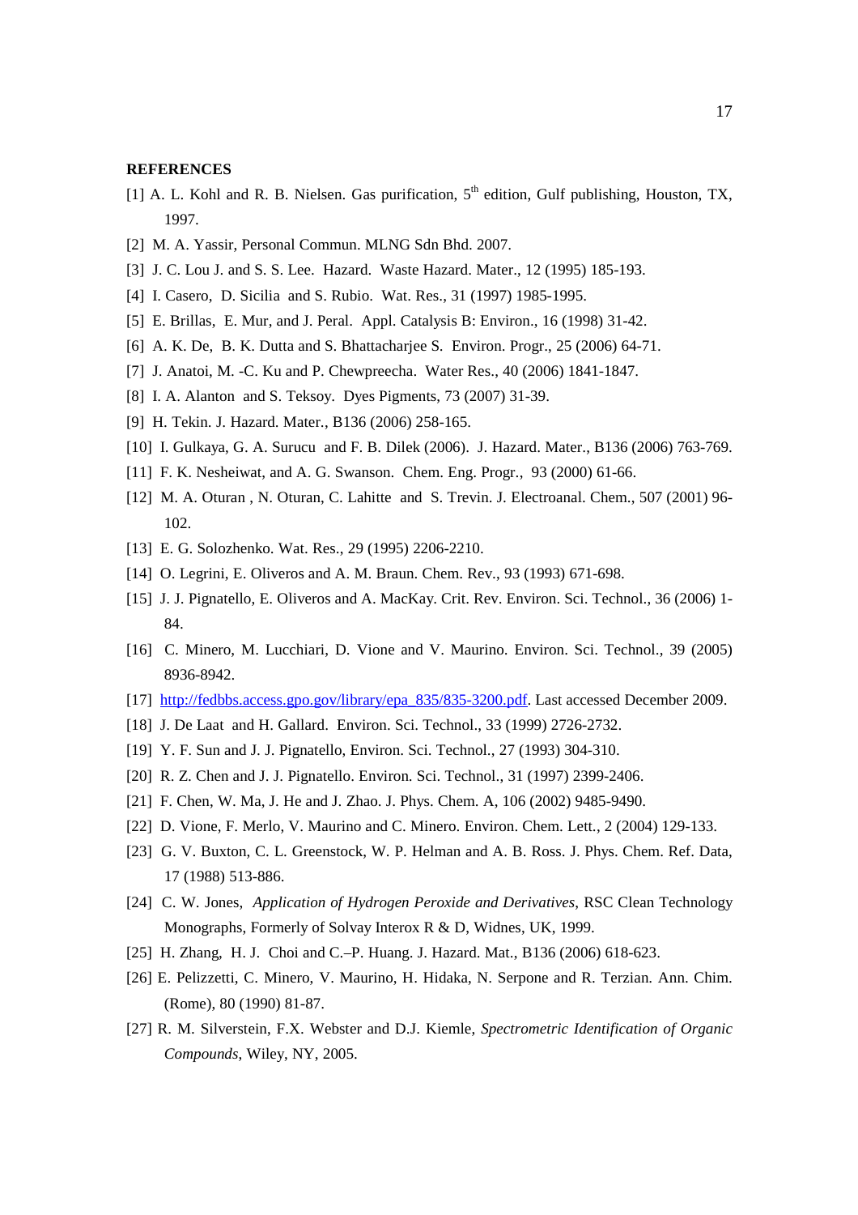**REFERENCES**

[1] A. L. Kohl and R. B. Nielsen. Gas purification, 5th edition, Gulf publishing, Houston, TX, 1997.

[2] M. A. Yassir, Personal Commun. MLNG Sdn Bhd. 2007.

[3] J. C. Lou J. and S. S. Lee. Hazard. Waste Hazard. Mater., 12 (1995) 185-193.

[4] I. Casero, D. Sicilia and S. Rubio. Wat. Res., 31 (1997) 1985-1995.

[5] E. Brillas, E. Mur, and J. Peral. Appl. Catalysis B: Environ., 16 (1998) 31-42.

[6] A. K. De, B. K. Dutta and S. Bhattacharjee S. Environ. Progr., 25 (2006) 64-71.

[7] J. Anatoi, M. -C. Ku and P. Chewpreecha. Water Res., 40 (2006) 1841-1847.

[8] I. A. Alanton and S. Teksoy. Dyes Pigments, 73 (2007) 31-39.

[9] H. Tekin. J. Hazard. Mater., B136 (2006) 258-165.

[10] I. Gulkaya, G. A. Surucu and F. B. Dilek (2006). J. Hazard. Mater., B136 (2006) 763-769.

[11] F. K. Nesheiwat, and A. G. Swanson. Chem. Eng. Progr., 93 (2000) 61-66.

[12] M. A. Oturan , N. Oturan, C. Lahitte and S. Trevin. J. Electroanal. Chem., 507 (2001) 96-102.

[13] E. G. Solozhenko. Wat. Res., 29 (1995) 2206-2210.

[14] O. Legrini, E. Oliveros and A. M. Braun. Chem. Rev., 93 (1993) 671-698.

[15] J. J. Pignatello, E. Oliveros and A. MacKay. Crit. Rev. Environ. Sci. Technol., 36 (2006) 1-84.

[16] C. Minero, M. Lucchiari, D. Vione and V. Maurino. Environ. Sci. Technol., 39 (2005) 8936-8942.

[17] http://fedbbs.access.gpo.gov/library/epa_835/835-3200.pdf. Last accessed December 2009.

[18] J. De Laat and H. Gallard. Environ. Sci. Technol., 33 (1999) 2726-2732.

[19] Y. F. Sun and J. J. Pignatello, Environ. Sci. Technol., 27 (1993) 304-310.

[20] R. Z. Chen and J. J. Pignatello. Environ. Sci. Technol., 31 (1997) 2399-2406.

[21] F. Chen, W. Ma, J. He and J. Zhao. J. Phys. Chem. A, 106 (2002) 9485-9490.

[22] D. Vione, F. Merlo, V. Maurino and C. Minero. Environ. Chem. Lett., 2 (2004) 129-133.

[23] G. V. Buxton, C. L. Greenstock, W. P. Helman and A. B. Ross. J. Phys. Chem. Ref. Data, 17 (1988) 513-886.

[24] C. W. Jones, *Application of Hydrogen Peroxide and Derivatives*, RSC Clean Technology Monographs, Formerly of Solvay Interox R & D, Widnes, UK, 1999.

[25] H. Zhang, H. J. Choi and C.–P. Huang. J. Hazard. Mat., B136 (2006) 618-623.

[26] E. Pelizzetti, C. Minero, V. Maurino, H. Hidaka, N. Serpone and R. Terzian. Ann. Chim. (Rome), 80 (1990) 81-87.

[27] R. M. Silverstein, F.X. Webster and D.J. Kiemle, *Spectrometric Identification of Organic Compounds*, Wiley, NY, 2005.